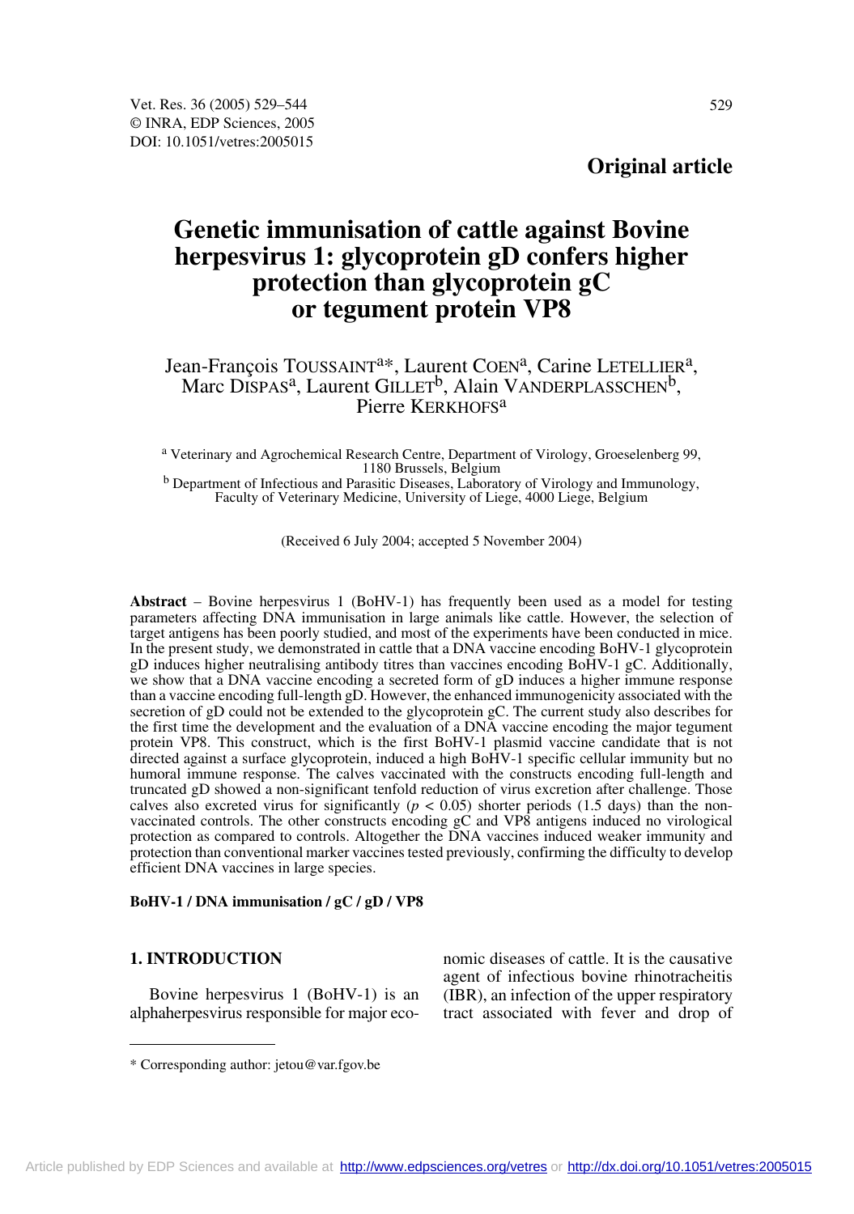**Original article**

# Genetic immunisation of cattle against Bovine herpesvirus 1: glycoprotein gD confers higher protection than glycoprotein gC or tegument protein VP8

Jean-François TOUSSAINT[a]*, Laurent COEN[a], Carine LETELLIER[a], Marc DISPAS[a], Laurent GILLET[b], Alain VANDERPLASSCHEN[b], Pierre KERKHOFS[a]

[a] Veterinary and Agrochemical Research Centre, Department of Virology, Groeselenberg 99, 1180 Brussels, Belgium

[b] Department of Infectious and Parasitic Diseases, Laboratory of Virology and Immunology, Faculty of Veterinary Medicine, University of Liege, 4000 Liege, Belgium

(Received 6 July 2004; accepted 5 November 2004)

**Abstract** – Bovine herpesvirus 1 (BoHV-1) has frequently been used as a model for testing parameters affecting DNA immunisation in large animals like cattle. However, the selection of target antigens has been poorly studied, and most of the experiments have been conducted in mice. In the present study, we demonstrated in cattle that a DNA vaccine encoding BoHV-1 glycoprotein gD induces higher neutralising antibody titres than vaccines encoding BoHV-1 gC. Additionally, we show that a DNA vaccine encoding a secreted form of gD induces a higher immune response than a vaccine encoding full-length gD. However, the enhanced immunogenicity associated with the secretion of gD could not be extended to the glycoprotein gC. The current study also describes for the first time the development and the evaluation of a DNA vaccine encoding the major tegument protein VP8. This construct, which is the first BoHV-1 plasmid vaccine candidate that is not directed against a surface glycoprotein, induced a high BoHV-1 specific cellular immunity but no humoral immune response. The calves vaccinated with the constructs encoding full-length and truncated gD showed a non-significant tenfold reduction of virus excretion after challenge. Those calves also excreted virus for significantly ($p < 0.05$) shorter periods (1.5 days) than the non-vaccinated controls. The other constructs encoding gC and VP8 antigens induced no virological protection as compared to controls. Altogether the DNA vaccines induced weaker immunity and protection than conventional marker vaccines tested previously, confirming the difficulty to develop efficient DNA vaccines in large species.

**BoHV-1 / DNA immunisation / gC / gD / VP8**

## 1. INTRODUCTION

Bovine herpesvirus 1 (BoHV-1) is an alphaherpesvirus responsible for major economic diseases of cattle. It is the causative agent of infectious bovine rhinotracheitis (IBR), an infection of the upper respiratory tract associated with fever and drop of

* Corresponding author: jetou@var.fgov.be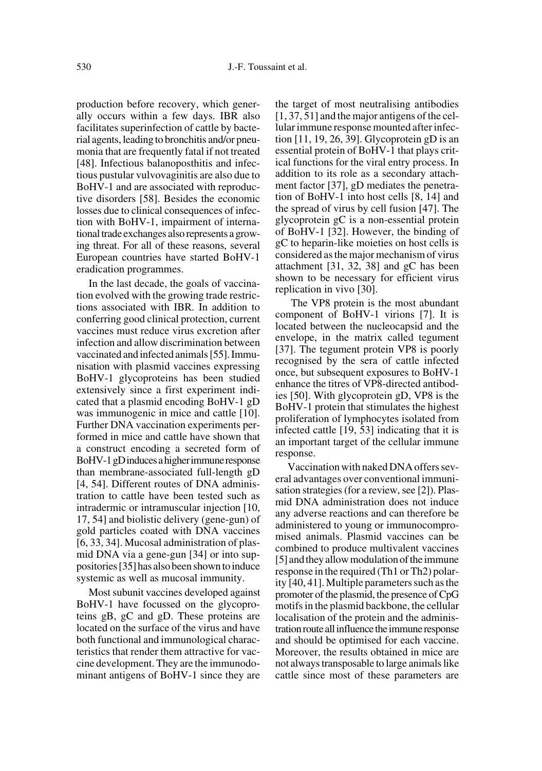production before recovery, which generally occurs within a few days. IBR also facilitates superinfection of cattle by bacterial agents, leading to bronchitis and/or pneumonia that are frequently fatal if not treated [48]. Infectious balanoposthitis and infectious pustular vulvovaginitis are also due to BoHV-1 and are associated with reproductive disorders [58]. Besides the economic losses due to clinical consequences of infection with BoHV-1, impairment of international trade exchanges also represents a growing threat. For all of these reasons, several European countries have started BoHV-1 eradication programmes.

In the last decade, the goals of vaccination evolved with the growing trade restrictions associated with IBR. In addition to conferring good clinical protection, current vaccines must reduce virus excretion after infection and allow discrimination between vaccinated and infected animals [55]. Immunisation with plasmid vaccines expressing BoHV-1 glycoproteins has been studied extensively since a first experiment indicated that a plasmid encoding BoHV-1 gD was immunogenic in mice and cattle [10]. Further DNA vaccination experiments performed in mice and cattle have shown that a construct encoding a secreted form of BoHV-1 gD induces a higher immune response than membrane-associated full-length gD [4, 54]. Different routes of DNA administration to cattle have been tested such as intradermic or intramuscular injection [10, 17, 54] and biolistic delivery (gene-gun) of gold particles coated with DNA vaccines [6, 33, 34]. Mucosal administration of plasmid DNA via a gene-gun [34] or into suppositories [35] has also been shown to induce systemic as well as mucosal immunity.

Most subunit vaccines developed against BoHV-1 have focussed on the glycoproteins gB, gC and gD. These proteins are located on the surface of the virus and have both functional and immunological characteristics that render them attractive for vaccine development. They are the immunodominant antigens of BoHV-1 since they are the target of most neutralising antibodies [1, 37, 51] and the major antigens of the cellular immune response mounted after infection [11, 19, 26, 39]. Glycoprotein gD is an essential protein of BoHV-1 that plays critical functions for the viral entry process. In addition to its role as a secondary attachment factor [37], gD mediates the penetration of BoHV-1 into host cells [8, 14] and the spread of virus by cell fusion [47]. The glycoprotein gC is a non-essential protein of BoHV-1 [32]. However, the binding of gC to heparin-like moieties on host cells is considered as the major mechanism of virus attachment [31, 32, 38] and gC has been shown to be necessary for efficient virus replication in vivo [30].

The VP8 protein is the most abundant component of BoHV-1 virions [7]. It is located between the nucleocapsid and the envelope, in the matrix called tegument [37]. The tegument protein VP8 is poorly recognised by the sera of cattle infected once, but subsequent exposures to BoHV-1 enhance the titres of VP8-directed antibodies [50]. With glycoprotein gD, VP8 is the protein that stimulates the highest proliferation of lymphocytes isolated from infected cattle [19, 53] indicating that it is an important target of the cellular immune response.

Vaccination with naked DNA offers several advantages over conventional immunisation strategies (for a review, see [2]). Plasmid DNA administration does not induce any adverse reactions and can therefore be administered to young or immunocompromised animals. Plasmid vaccines can be combined to produce multivalent vaccines [5] and they allow modulation of the immune response in the required (Th1 or Th2) polarity [40, 41]. Multiple parameters such as the promoter of the plasmid, the presence of CpG motifs in the plasmid backbone, the cellular localisation of the protein and the administration route all influence the immune response and should be optimised for each vaccine. Moreover, the results obtained in mice are not always transposable to large animals like cattle since most of these parameters are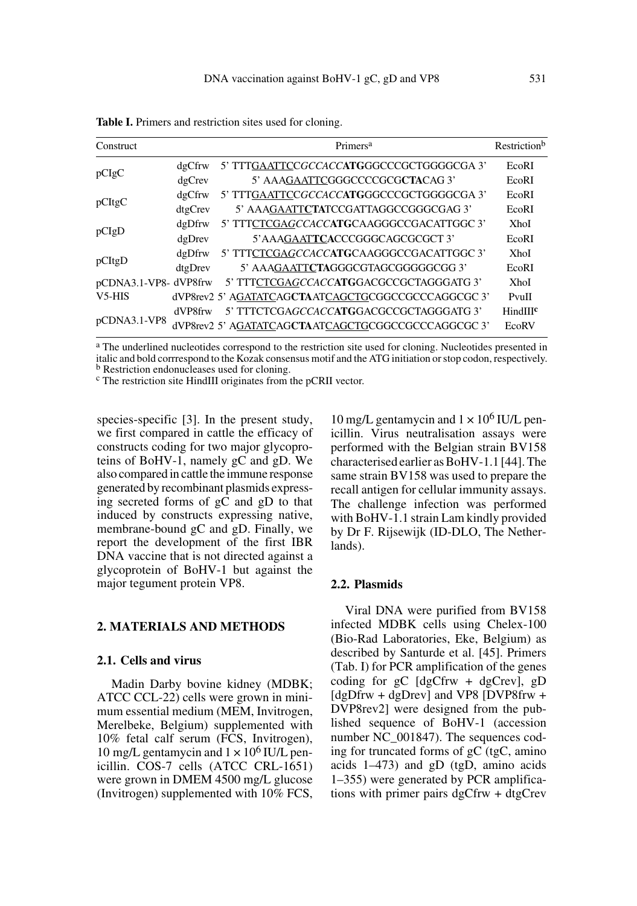**Table I.** Primers and restriction sites used for cloning.

| Construct | | Primers[a] | Restriction[b] |
|---|---|---|---|
| pCIgC | dgCfrw | 5' TTT<u>GAATTC</u>C*GCCACC***ATG**GGCCCGCTGGGGCGA 3' | EcoRI |
| | dgCrev | 5' AAA<u>GAATTC</u>GGGCCCCGCG**CTA**CAG 3' | EcoRI |
| pCItgC | dgCfrw | 5' TTT<u>GAATTC</u>C*GCCACC***ATG**GGCCCGCTGGGGCGA 3' | EcoRI |
| | dtgCrev | 5' AAA<u>GAATT**C**</u>**TA**TCCGATTAGGCCGGGCGAG 3' | EcoRI |
| pCIgD | dgDfrw | 5' TTT<u>CTCGAG</u>*CCACC***ATG**CAAGGGCCGACATTGGC 3' | XhoI |
| | dgDrev | 5'AAA<u>GAAT**TC**</u>ACCCGGGCAGCGCGCT 3' | EcoRI |
| pCItgD | dgDfrw | 5' TTT<u>CTCGAG</u>*CCACC***ATG**CAAGGGCCGACATTGGC 3' | XhoI |
| | dtgDrev | 5' AAA<u>GAATT**C**</u>**TA**GGGCGTAGCGGGGGCGG 3' | EcoRI |
| pCDNA3.1-VP8-V5-HIS | dVP8frw | 5' TTT<u>CTCGAG</u>*CCACC***ATG**GACGCCGCTAGGGATG 3' | XhoI |
| | dVP8rev2 | 5' A<u>GATATC</u>AG**CTA**AT<u>CAGCTG</u>CGGCCGCCCAGGCGC 3' | PvuII |
| pCDNA3.1-VP8 | dVP8frw | 5' TTTCTCGA*GCCACC***ATG**GACGCCGCTAGGGATG 3' | HindIII[c] |
| | dVP8rev2 | 5' A<u>GATATC</u>AG**CTA**AT<u>CAGCTG</u>CGGCCGCCCAGGCGC 3' | EcoRV |

[a] The underlined nucleotides correspond to the restriction site used for cloning. Nucleotides presented in italic and bold corrrespond to the Kozak consensus motif and the ATG initiation or stop codon, respectively.
[b] Restriction endonucleases used for cloning.
[c] The restriction site HindIII originates from the pCRII vector.

species-specific [3]. In the present study, we first compared in cattle the efficacy of constructs coding for two major glycoproteins of BoHV-1, namely gC and gD. We also compared in cattle the immune response generated by recombinant plasmids expressing secreted forms of gC and gD to that induced by constructs expressing native, membrane-bound gC and gD. Finally, we report the development of the first IBR DNA vaccine that is not directed against a glycoprotein of BoHV-1 but against the major tegument protein VP8.

## 2. MATERIALS AND METHODS

### 2.1. Cells and virus

Madin Darby bovine kidney (MDBK; ATCC CCL-22) cells were grown in minimum essential medium (MEM, Invitrogen, Merelbeke, Belgium) supplemented with 10% fetal calf serum (FCS, Invitrogen), 10 mg/L gentamycin and $1 \times 10^6$ IU/L penicillin. COS-7 cells (ATCC CRL-1651) were grown in DMEM 4500 mg/L glucose (Invitrogen) supplemented with 10% FCS, 10 mg/L gentamycin and $1 \times 10^6$ IU/L penicillin. Virus neutralisation assays were performed with the Belgian strain BV158 characterised earlier as BoHV-1.1 [44]. The same strain BV158 was used to prepare the recall antigen for cellular immunity assays. The challenge infection was performed with BoHV-1.1 strain Lam kindly provided by Dr F. Rijsewijk (ID-DLO, The Netherlands).

### 2.2. Plasmids

Viral DNA were purified from BV158 infected MDBK cells using Chelex-100 (Bio-Rad Laboratories, Eke, Belgium) as described by Santurde et al. [45]. Primers (Tab. I) for PCR amplification of the genes coding for gC [dgCfrw + dgCrev], gD [dgDfrw + dgDrev] and VP8 [DVP8frw + DVP8rev2] were designed from the published sequence of BoHV-1 (accession number NC_001847). The sequences coding for truncated forms of gC (tgC, amino acids 1–473) and gD (tgD, amino acids 1–355) were generated by PCR amplifications with primer pairs dgCfrw + dtgCrev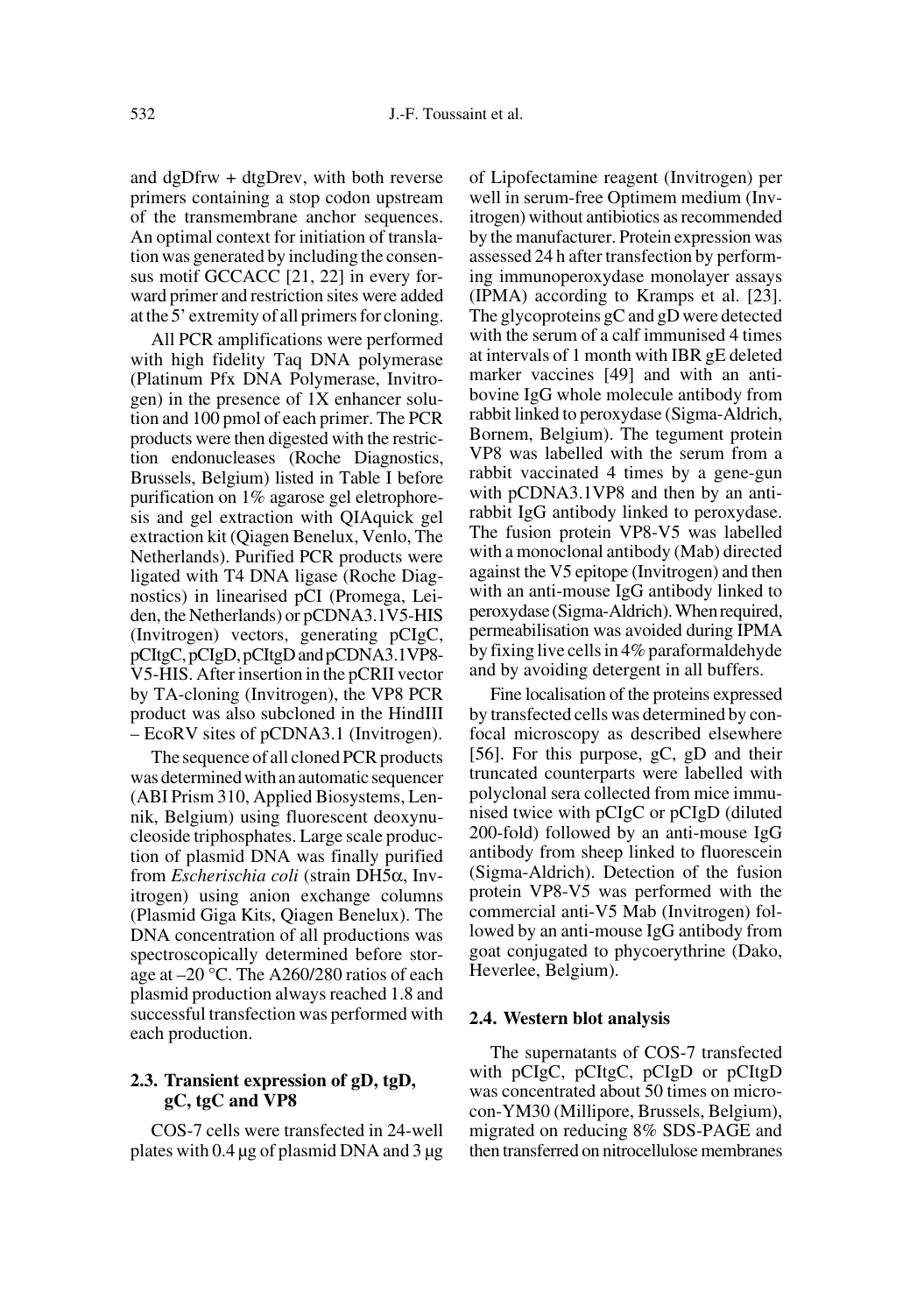and dgDfrw + dtgDrev, with both reverse primers containing a stop codon upstream of the transmembrane anchor sequences. An optimal context for initiation of translation was generated by including the consensus motif GCCACC [21, 22] in every forward primer and restriction sites were added at the 5' extremity of all primers for cloning.

All PCR amplifications were performed with high fidelity Taq DNA polymerase (Platinum Pfx DNA Polymerase, Invitrogen) in the presence of 1X enhancer solution and 100 pmol of each primer. The PCR products were then digested with the restriction endonucleases (Roche Diagnostics, Brussels, Belgium) listed in Table I before purification on 1% agarose gel eletrophoresis and gel extraction with QIAquick gel extraction kit (Qiagen Benelux, Venlo, The Netherlands). Purified PCR products were ligated with T4 DNA ligase (Roche Diagnostics) in linearised pCI (Promega, Leiden, the Netherlands) or pCDNA3.1V5-HIS (Invitrogen) vectors, generating pCIgC, pCItgC, pCIgD, pCItgD and pCDNA3.1VP8-V5-HIS. After insertion in the pCRII vector by TA-cloning (Invitrogen), the VP8 PCR product was also subcloned in the HindIII – EcoRV sites of pCDNA3.1 (Invitrogen).

The sequence of all cloned PCR products was determined with an automatic sequencer (ABI Prism 310, Applied Biosystems, Lennik, Belgium) using fluorescent deoxynucleoside triphosphates. Large scale production of plasmid DNA was finally purified from *Escherischia coli* (strain DH5α, Invitrogen) using anion exchange columns (Plasmid Giga Kits, Qiagen Benelux). The DNA concentration of all productions was spectroscopically determined before storage at –20 °C. The A260/280 ratios of each plasmid production always reached 1.8 and successful transfection was performed with each production.

### 2.3. Transient expression of gD, tgD, gC, tgC and VP8

COS-7 cells were transfected in 24-well plates with 0.4 µg of plasmid DNA and 3 µg of Lipofectamine reagent (Invitrogen) per well in serum-free Optimem medium (Invitrogen) without antibiotics as recommended by the manufacturer. Protein expression was assessed 24 h after transfection by performing immunoperoxydase monolayer assays (IPMA) according to Kramps et al. [23]. The glycoproteins gC and gD were detected with the serum of a calf immunised 4 times at intervals of 1 month with IBR gE deleted marker vaccines [49] and with an anti-bovine IgG whole molecule antibody from rabbit linked to peroxydase (Sigma-Aldrich, Bornem, Belgium). The tegument protein VP8 was labelled with the serum from a rabbit vaccinated 4 times by a gene-gun with pCDNA3.1VP8 and then by an anti-rabbit IgG antibody linked to peroxydase. The fusion protein VP8-V5 was labelled with a monoclonal antibody (Mab) directed against the V5 epitope (Invitrogen) and then with an anti-mouse IgG antibody linked to peroxydase (Sigma-Aldrich). When required, permeabilisation was avoided during IPMA by fixing live cells in 4% paraformaldehyde and by avoiding detergent in all buffers.

Fine localisation of the proteins expressed by transfected cells was determined by confocal microscopy as described elsewhere [56]. For this purpose, gC, gD and their truncated counterparts were labelled with polyclonal sera collected from mice immunised twice with pCIgC or pCIgD (diluted 200-fold) followed by an anti-mouse IgG antibody from sheep linked to fluorescein (Sigma-Aldrich). Detection of the fusion protein VP8-V5 was performed with the commercial anti-V5 Mab (Invitrogen) followed by an anti-mouse IgG antibody from goat conjugated to phycoerythrine (Dako, Heverlee, Belgium).

### 2.4. Western blot analysis

The supernatants of COS-7 transfected with pCIgC, pCItgC, pCIgD or pCItgD was concentrated about 50 times on microcon-YM30 (Millipore, Brussels, Belgium), migrated on reducing 8% SDS-PAGE and then transferred on nitrocellulose membranes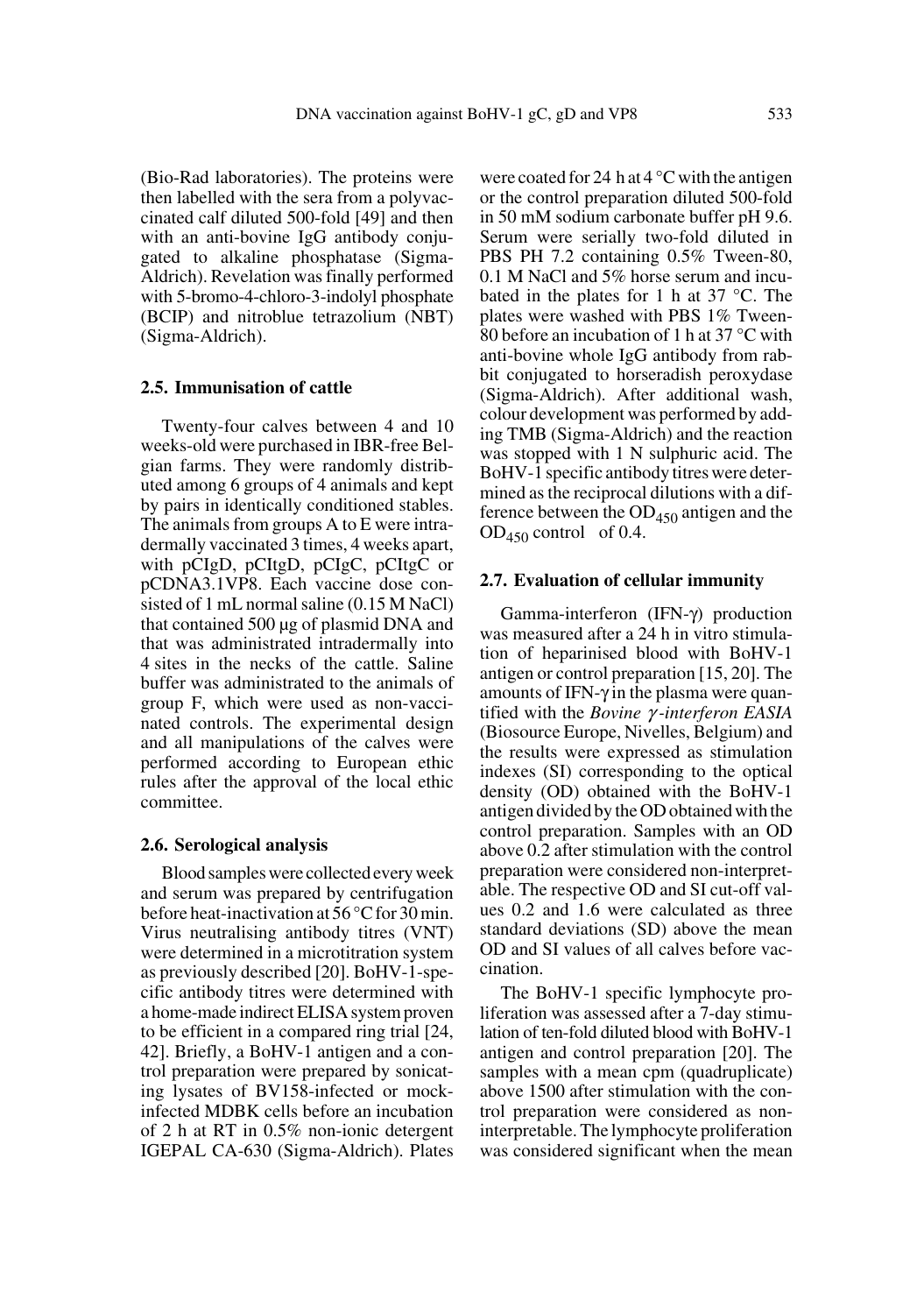(Bio-Rad laboratories). The proteins were then labelled with the sera from a polyvaccinated calf diluted 500-fold [49] and then with an anti-bovine IgG antibody conjugated to alkaline phosphatase (Sigma-Aldrich). Revelation was finally performed with 5-bromo-4-chloro-3-indolyl phosphate (BCIP) and nitroblue tetrazolium (NBT) (Sigma-Aldrich).

### 2.5. Immunisation of cattle

Twenty-four calves between 4 and 10 weeks-old were purchased in IBR-free Belgian farms. They were randomly distributed among 6 groups of 4 animals and kept by pairs in identically conditioned stables. The animals from groups A to E were intradermally vaccinated 3 times, 4 weeks apart, with pCIgD, pCItgD, pCIgC, pCItgC or pCDNA3.1VP8. Each vaccine dose consisted of 1 mL normal saline (0.15 M NaCl) that contained 500 μg of plasmid DNA and that was administrated intradermally into 4 sites in the necks of the cattle. Saline buffer was administrated to the animals of group F, which were used as non-vaccinated controls. The experimental design and all manipulations of the calves were performed according to European ethic rules after the approval of the local ethic committee.

### 2.6. Serological analysis

Blood samples were collected every week and serum was prepared by centrifugation before heat-inactivation at 56 °C for 30 min. Virus neutralising antibody titres (VNT) were determined in a microtitration system as previously described [20]. BoHV-1-specific antibody titres were determined with a home-made indirect ELISA system proven to be efficient in a compared ring trial [24, 42]. Briefly, a BoHV-1 antigen and a control preparation were prepared by sonicating lysates of BV158-infected or mock-infected MDBK cells before an incubation of 2 h at RT in 0.5% non-ionic detergent IGEPAL CA-630 (Sigma-Aldrich). Plates were coated for 24 h at 4 °C with the antigen or the control preparation diluted 500-fold in 50 mM sodium carbonate buffer pH 9.6. Serum were serially two-fold diluted in PBS PH 7.2 containing 0.5% Tween-80, 0.1 M NaCl and 5% horse serum and incubated in the plates for 1 h at 37 °C. The plates were washed with PBS 1% Tween-80 before an incubation of 1 h at 37 °C with anti-bovine whole IgG antibody from rabbit conjugated to horseradish peroxydase (Sigma-Aldrich). After additional wash, colour development was performed by adding TMB (Sigma-Aldrich) and the reaction was stopped with 1 N sulphuric acid. The BoHV-1 specific antibody titres were determined as the reciprocal dilutions with a difference between the $OD_{450}$ antigen and the $OD_{450}$ control of 0.4.

### 2.7. Evaluation of cellular immunity

Gamma-interferon (IFN-γ) production was measured after a 24 h in vitro stimulation of heparinised blood with BoHV-1 antigen or control preparation [15, 20]. The amounts of IFN-γ in the plasma were quantified with the *Bovine γ-interferon EASIA* (Biosource Europe, Nivelles, Belgium) and the results were expressed as stimulation indexes (SI) corresponding to the optical density (OD) obtained with the BoHV-1 antigen divided by the OD obtained with the control preparation. Samples with an OD above 0.2 after stimulation with the control preparation were considered non-interpretable. The respective OD and SI cut-off values 0.2 and 1.6 were calculated as three standard deviations (SD) above the mean OD and SI values of all calves before vaccination.

The BoHV-1 specific lymphocyte proliferation was assessed after a 7-day stimulation of ten-fold diluted blood with BoHV-1 antigen and control preparation [20]. The samples with a mean cpm (quadruplicate) above 1500 after stimulation with the control preparation were considered as non-interpretable. The lymphocyte proliferation was considered significant when the mean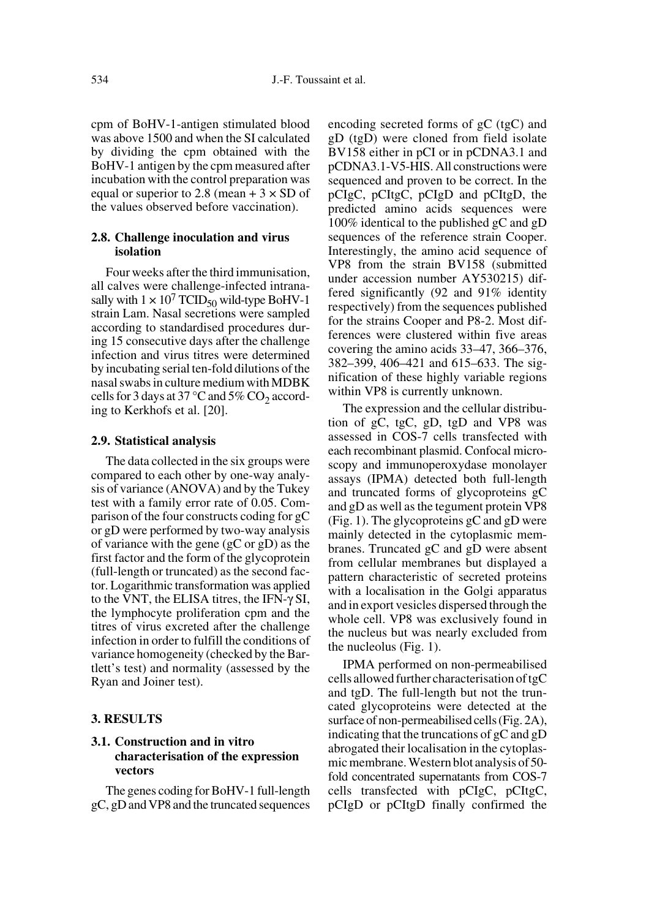cpm of BoHV-1-antigen stimulated blood was above 1500 and when the SI calculated by dividing the cpm obtained with the BoHV-1 antigen by the cpm measured after incubation with the control preparation was equal or superior to 2.8 (mean + 3 × SD of the values observed before vaccination).

### 2.8. Challenge inoculation and virus isolation

Four weeks after the third immunisation, all calves were challenge-infected intranasally with $1 \times 10^7$ $TCID_{50}$ wild-type BoHV-1 strain Lam. Nasal secretions were sampled according to standardised procedures during 15 consecutive days after the challenge infection and virus titres were determined by incubating serial ten-fold dilutions of the nasal swabs in culture medium with MDBK cells for 3 days at 37 °C and 5% $CO_2$ according to Kerkhofs et al. [20].

### 2.9. Statistical analysis

The data collected in the six groups were compared to each other by one-way analysis of variance (ANOVA) and by the Tukey test with a family error rate of 0.05. Comparison of the four constructs coding for gC or gD were performed by two-way analysis of variance with the gene (gC or gD) as the first factor and the form of the glycoprotein (full-length or truncated) as the second factor. Logarithmic transformation was applied to the VNT, the ELISA titres, the IFN-$\gamma$ SI, the lymphocyte proliferation cpm and the titres of virus excreted after the challenge infection in order to fulfill the conditions of variance homogeneity (checked by the Bartlett's test) and normality (assessed by the Ryan and Joiner test).

## 3. RESULTS

### 3.1. Construction and in vitro characterisation of the expression vectors

The genes coding for BoHV-1 full-length gC, gD and VP8 and the truncated sequences encoding secreted forms of gC (tgC) and gD (tgD) were cloned from field isolate BV158 either in pCI or in pCDNA3.1 and pCDNA3.1-V5-HIS. All constructions were sequenced and proven to be correct. In the pCIgC, pCItgC, pCIgD and pCItgD, the predicted amino acids sequences were 100% identical to the published gC and gD sequences of the reference strain Cooper. Interestingly, the amino acid sequence of VP8 from the strain BV158 (submitted under accession number AY530215) differed significantly (92 and 91% identity respectively) from the sequences published for the strains Cooper and P8-2. Most differences were clustered within five areas covering the amino acids 33–47, 366–376, 382–399, 406–421 and 615–633. The signification of these highly variable regions within VP8 is currently unknown.

The expression and the cellular distribution of gC, tgC, gD, tgD and VP8 was assessed in COS-7 cells transfected with each recombinant plasmid. Confocal microscopy and immunoperoxydase monolayer assays (IPMA) detected both full-length and truncated forms of glycoproteins gC and gD as well as the tegument protein VP8 (Fig. 1). The glycoproteins gC and gD were mainly detected in the cytoplasmic membranes. Truncated gC and gD were absent from cellular membranes but displayed a pattern characteristic of secreted proteins with a localisation in the Golgi apparatus and in export vesicles dispersed through the whole cell. VP8 was exclusively found in the nucleus but was nearly excluded from the nucleolus (Fig. 1).

IPMA performed on non-permeabilised cells allowed further characterisation of tgC and tgD. The full-length but not the truncated glycoproteins were detected at the surface of non-permeabilised cells (Fig. 2A), indicating that the truncations of gC and gD abrogated their localisation in the cytoplasmic membrane. Western blot analysis of 50-fold concentrated supernatants from COS-7 cells transfected with pCIgC, pCItgC, pCIgD or pCItgD finally confirmed the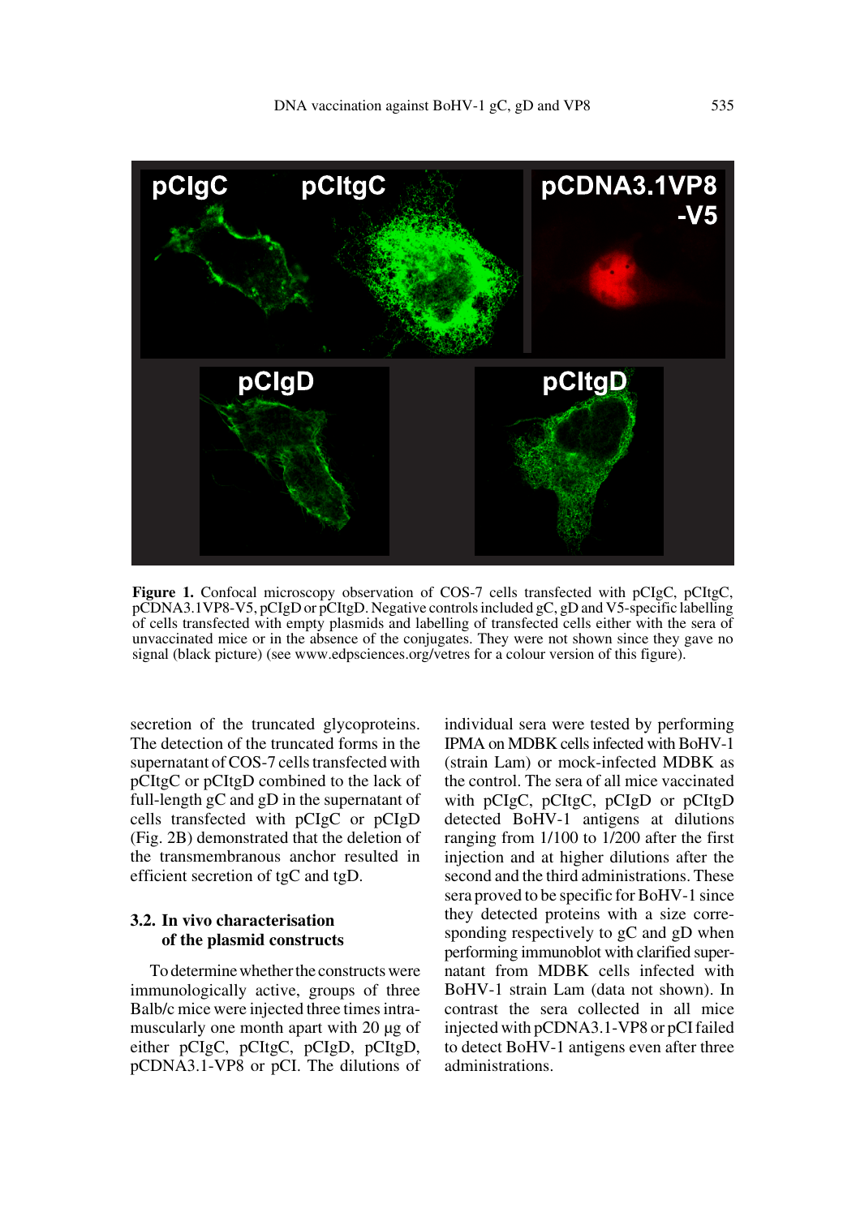Figure 1. Confocal microscopy observation of COS-7 cells transfected with pCIgC, pCItgC, pCDNA3.1VP8-V5, pCIgD or pCItgD. Negative controls included gC, gD and V5-specific labelling of cells transfected with empty plasmids and labelling of transfected cells either with the sera of unvaccinated mice or in the absence of the conjugates. They were not shown since they gave no signal (black picture) (see www.edpsciences.org/vetres for a colour version of this figure).

secretion of the truncated glycoproteins. The detection of the truncated forms in the supernatant of COS-7 cells transfected with pCItgC or pCItgD combined to the lack of full-length gC and gD in the supernatant of cells transfected with pCIgC or pCIgD (Fig. 2B) demonstrated that the deletion of the transmembranous anchor resulted in efficient secretion of tgC and tgD.

### 3.2. In vivo characterisation of the plasmid constructs

To determine whether the constructs were immunologically active, groups of three Balb/c mice were injected three times intramuscularly one month apart with 20 µg of either pCIgC, pCItgC, pCIgD, pCItgD, pCDNA3.1-VP8 or pCI. The dilutions of individual sera were tested by performing IPMA on MDBK cells infected with BoHV-1 (strain Lam) or mock-infected MDBK as the control. The sera of all mice vaccinated with pCIgC, pCItgC, pCIgD or pCItgD detected BoHV-1 antigens at dilutions ranging from 1/100 to 1/200 after the first injection and at higher dilutions after the second and the third administrations. These sera proved to be specific for BoHV-1 since they detected proteins with a size corresponding respectively to gC and gD when performing immunoblot with clarified supernatant from MDBK cells infected with BoHV-1 strain Lam (data not shown). In contrast the sera collected in all mice injected with pCDNA3.1-VP8 or pCI failed to detect BoHV-1 antigens even after three administrations.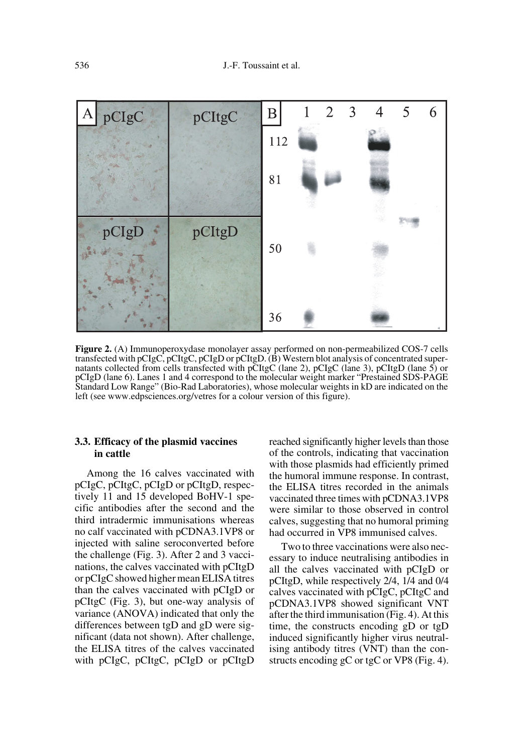Figure 2. (A) Immunoperoxydase monolayer assay performed on non-permeabilized COS-7 cells transfected with pCIgC, pCItgC, pCIgD or pCItgD. (B) Western blot analysis of concentrated supernatants collected from cells transfected with pCItgC (lane 2), pCIgC (lane 3), pCItgD (lane 5) or pCIgD (lane 6). Lanes 1 and 4 correspond to the molecular weight marker "Prestained SDS-PAGE Standard Low Range" (Bio-Rad Laboratories), whose molecular weights in kD are indicated on the left (see www.edpsciences.org/vetres for a colour version of this figure).

### 3.3. Efficacy of the plasmid vaccines in cattle

Among the 16 calves vaccinated with pCIgC, pCItgC, pCIgD or pCItgD, respectively 11 and 15 developed BoHV-1 specific antibodies after the second and the third intradermic immunisations whereas no calf vaccinated with pCDNA3.1VP8 or injected with saline seroconverted before the challenge (Fig. 3). After 2 and 3 vaccinations, the calves vaccinated with pCItgD or pCIgC showed higher mean ELISA titres than the calves vaccinated with pCIgD or pCItgC (Fig. 3), but one-way analysis of variance (ANOVA) indicated that only the differences between tgD and gD were significant (data not shown). After challenge, the ELISA titres of the calves vaccinated with pCIgC, pCItgC, pCIgD or pCItgD reached significantly higher levels than those of the controls, indicating that vaccination with those plasmids had efficiently primed the humoral immune response. In contrast, the ELISA titres recorded in the animals vaccinated three times with pCDNA3.1VP8 were similar to those observed in control calves, suggesting that no humoral priming had occurred in VP8 immunised calves.

Two to three vaccinations were also necessary to induce neutralising antibodies in all the calves vaccinated with pCIgD or pCItgD, while respectively 2/4, 1/4 and 0/4 calves vaccinated with pCIgC, pCItgC and pCDNA3.1VP8 showed significant VNT after the third immunisation (Fig. 4). At this time, the constructs encoding gD or tgD induced significantly higher virus neutralising antibody titres (VNT) than the constructs encoding gC or tgC or VP8 (Fig. 4).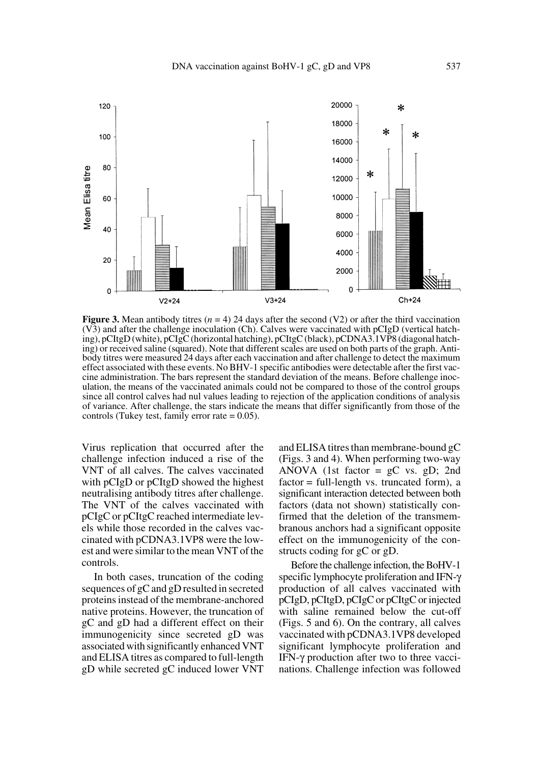**Figure 3.** Mean antibody titres ($n$ = 4) 24 days after the second (V2) or after the third vaccination (V3) and after the challenge inoculation (Ch). Calves were vaccinated with pCIgD (vertical hatching), pCItgD (white), pCIgC (horizontal hatching), pCItgC (black), pCDNA3.1VP8 (diagonal hatching) or received saline (squared). Note that different scales are used on both parts of the graph. Antibody titres were measured 24 days after each vaccination and after challenge to detect the maximum effect associated with these events. No BHV-1 specific antibodies were detectable after the first vaccine administration. The bars represent the standard deviation of the means. Before challenge inoculation, the means of the vaccinated animals could not be compared to those of the control groups since all control calves had nul values leading to rejection of the application conditions of analysis of variance. After challenge, the stars indicate the means that differ significantly from those of the controls (Tukey test, family error rate = 0.05).

Virus replication that occurred after the challenge infection induced a rise of the VNT of all calves. The calves vaccinated with pCIgD or pCItgD showed the highest neutralising antibody titres after challenge. The VNT of the calves vaccinated with pCIgC or pCItgC reached intermediate levels while those recorded in the calves vaccinated with pCDNA3.1VP8 were the lowest and were similar to the mean VNT of the controls.

In both cases, truncation of the coding sequences of gC and gD resulted in secreted proteins instead of the membrane-anchored native proteins. However, the truncation of gC and gD had a different effect on their immunogenicity since secreted gD was associated with significantly enhanced VNT and ELISA titres as compared to full-length gD while secreted gC induced lower VNT and ELISA titres than membrane-bound gC (Figs. 3 and 4). When performing two-way ANOVA (1st factor = gC vs. gD; 2nd factor = full-length vs. truncated form), a significant interaction detected between both factors (data not shown) statistically confirmed that the deletion of the transmembranous anchors had a significant opposite effect on the immunogenicity of the constructs coding for gC or gD.

Before the challenge infection, the BoHV-1 specific lymphocyte proliferation and IFN-$\gamma$ production of all calves vaccinated with pCIgD, pCItgD, pCIgC or pCItgC or injected with saline remained below the cut-off (Figs. 5 and 6). On the contrary, all calves vaccinated with pCDNA3.1VP8 developed significant lymphocyte proliferation and IFN-$\gamma$ production after two to three vaccinations. Challenge infection was followed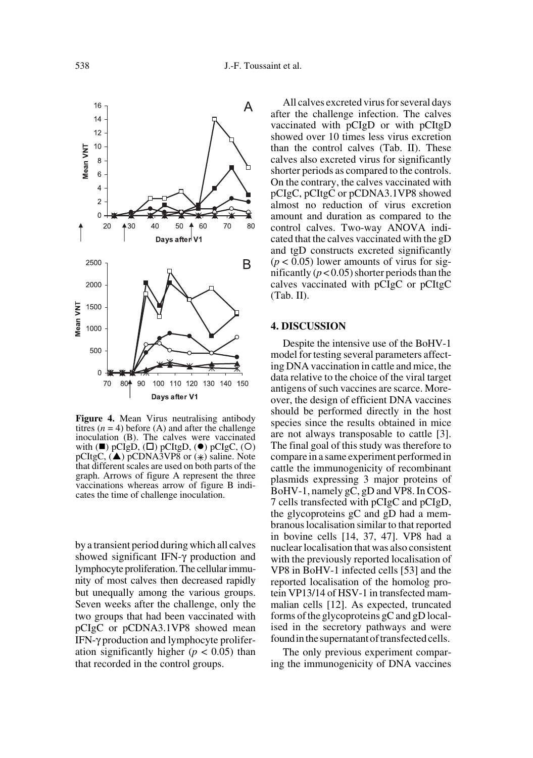**Figure 4.** Mean Virus neutralising antibody titres ($n = 4$) before (A) and after the challenge inoculation (B). The calves were vaccinated with (■) pCIgD, (□) pCItgD, (●) pCIgC, (○) pCItgC, (▲) pCDNA3VP8 or (✳) saline. Note that different scales are used on both parts of the graph. Arrows of figure A represent the three vaccinations whereas arrow of figure B indicates the time of challenge inoculation.

by a transient period during which all calves showed significant IFN-γ production and lymphocyte proliferation. The cellular immunity of most calves then decreased rapidly but unequally among the various groups. Seven weeks after the challenge, only the two groups that had been vaccinated with pCIgC or pCDNA3.1VP8 showed mean IFN-γ production and lymphocyte proliferation significantly higher ($p < 0.05$) than that recorded in the control groups.

All calves excreted virus for several days after the challenge infection. The calves vaccinated with pCIgD or with pCItgD showed over 10 times less virus excretion than the control calves (Tab. II). These calves also excreted virus for significantly shorter periods as compared to the controls. On the contrary, the calves vaccinated with pCIgC, pCItgC or pCDNA3.1VP8 showed almost no reduction of virus excretion amount and duration as compared to the control calves. Two-way ANOVA indicated that the calves vaccinated with the gD and tgD constructs excreted significantly ($p < 0.05$) lower amounts of virus for significantly ($p < 0.05$) shorter periods than the calves vaccinated with pCIgC or pCItgC (Tab. II).

## 4. DISCUSSION

Despite the intensive use of the BoHV-1 model for testing several parameters affecting DNA vaccination in cattle and mice, the data relative to the choice of the viral target antigens of such vaccines are scarce. Moreover, the design of efficient DNA vaccines should be performed directly in the host species since the results obtained in mice are not always transposable to cattle [3]. The final goal of this study was therefore to compare in a same experiment performed in cattle the immunogenicity of recombinant plasmids expressing 3 major proteins of BoHV-1, namely gC, gD and VP8. In COS-7 cells transfected with pCIgC and pCIgD, the glycoproteins gC and gD had a membranous localisation similar to that reported in bovine cells [14, 37, 47]. VP8 had a nuclear localisation that was also consistent with the previously reported localisation of VP8 in BoHV-1 infected cells [53] and the reported localisation of the homolog protein VP13/14 of HSV-1 in transfected mammalian cells [12]. As expected, truncated forms of the glycoproteins gC and gD localised in the secretory pathways and were found in the supernatant of transfected cells.

The only previous experiment comparing the immunogenicity of DNA vaccines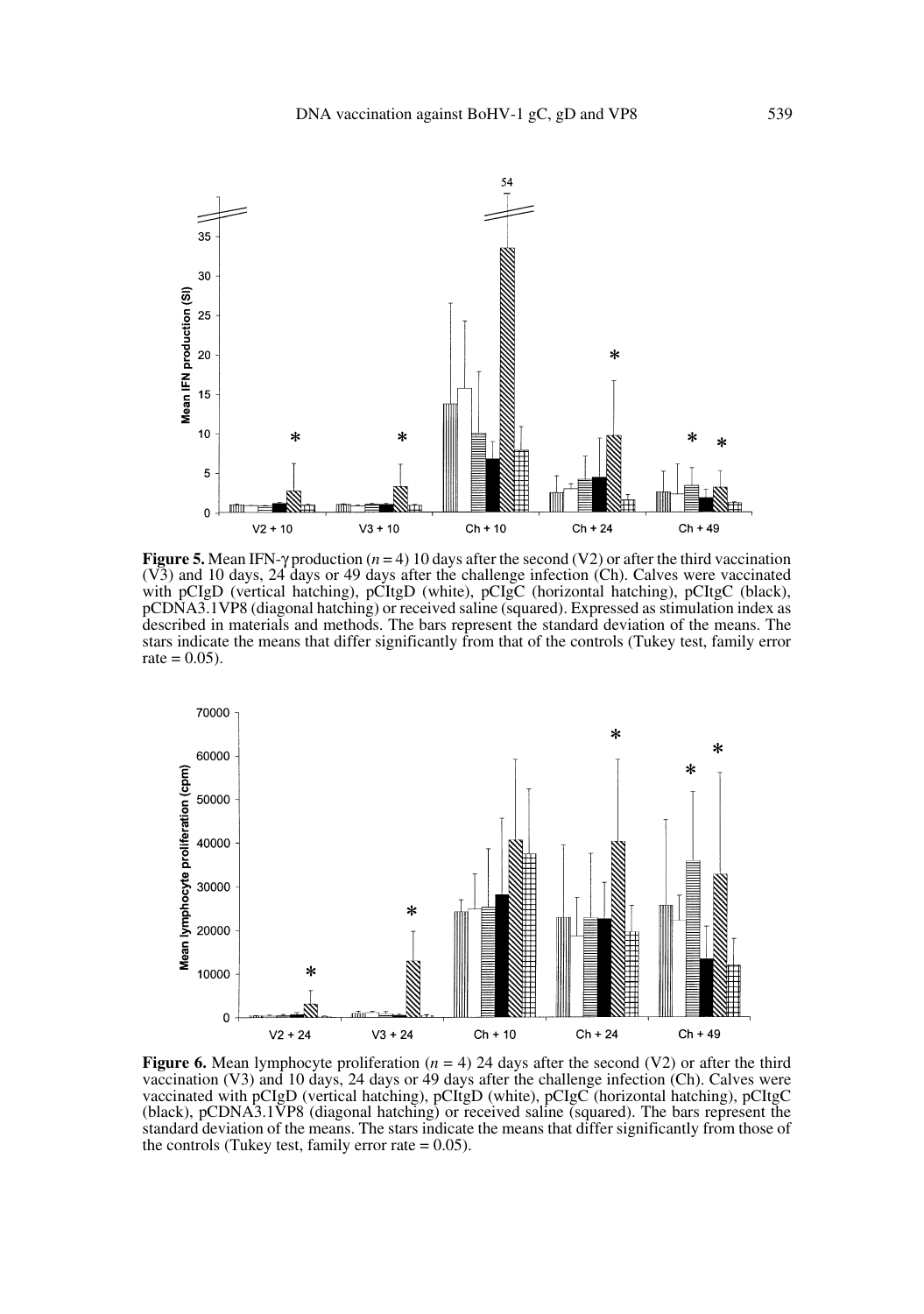**Figure 5.** Mean IFN-γ production ($n = 4$) 10 days after the second (V2) or after the third vaccination (V3) and 10 days, 24 days or 49 days after the challenge infection (Ch). Calves were vaccinated with pCIgD (vertical hatching), pCItgD (white), pCIgC (horizontal hatching), pCItgC (black), pCDNA3.1VP8 (diagonal hatching) or received saline (squared). Expressed as stimulation index as described in materials and methods. The bars represent the standard deviation of the means. The stars indicate the means that differ significantly from that of the controls (Tukey test, family error rate = 0.05).

**Figure 6.** Mean lymphocyte proliferation ($n = 4$) 24 days after the second (V2) or after the third vaccination (V3) and 10 days, 24 days or 49 days after the challenge infection (Ch). Calves were vaccinated with pCIgD (vertical hatching), pCItgD (white), pCIgC (horizontal hatching), pCItgC (black), pCDNA3.1VP8 (diagonal hatching) or received saline (squared). The bars represent the standard deviation of the means. The stars indicate the means that differ significantly from those of the controls (Tukey test, family error rate = 0.05).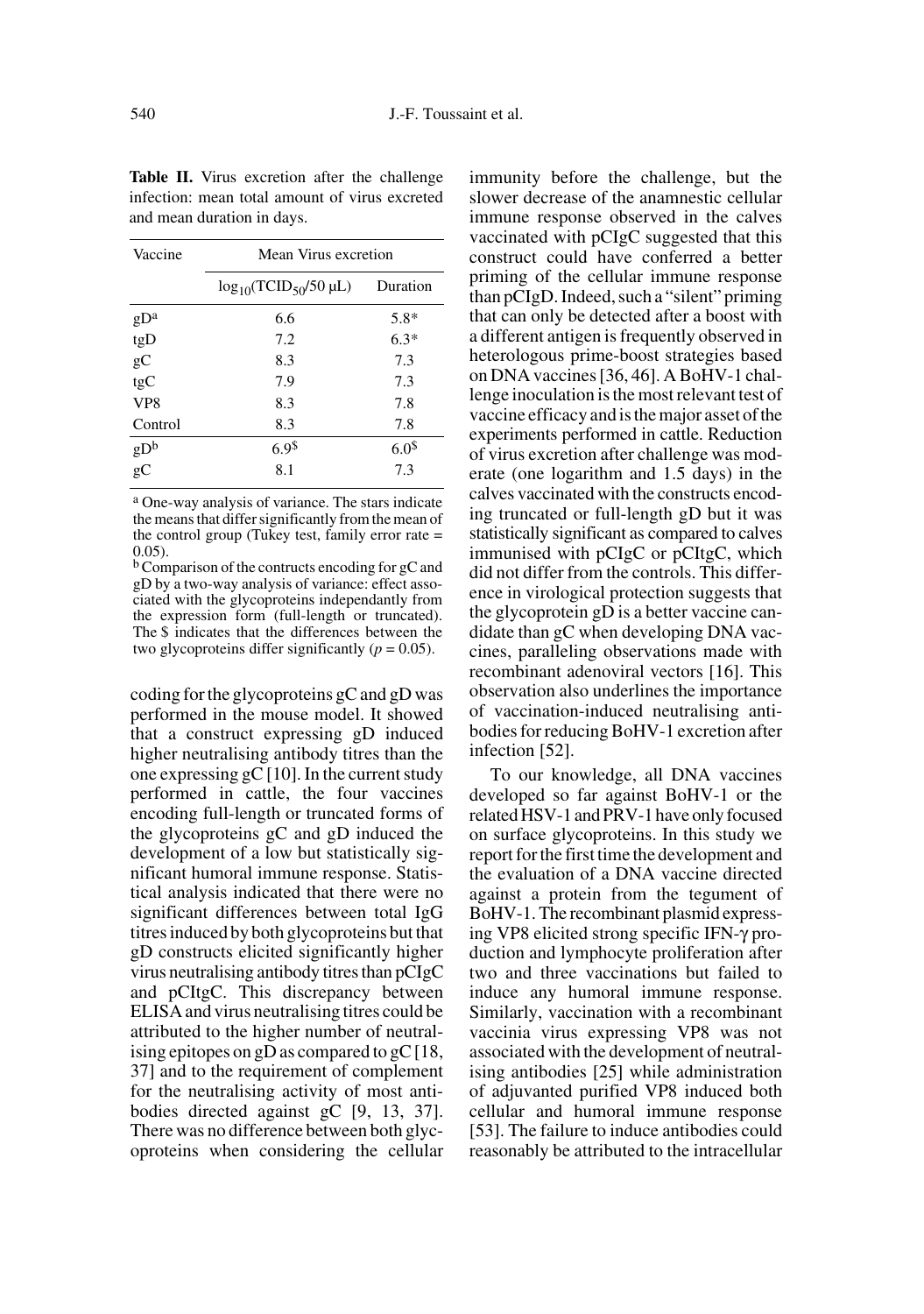**Table II.** Virus excretion after the challenge infection: mean total amount of virus excreted and mean duration in days.

| Vaccine | Mean Virus excretion | |
|---|---|---|
| | $\log_{10}(\text{TCID}_{50}/50\ \mu\text{L})$ | Duration |
| gD[a] | 6.6 | 5.8* |
| tgD | 7.2 | 6.3* |
| gC | 8.3 | 7.3 |
| tgC | 7.9 | 7.3 |
| VP8 | 8.3 | 7.8 |
| Control | 8.3 | 7.8 |
| gD[b] | 6.9$ | 6.0$ |
| gC | 8.1 | 7.3 |

[a] One-way analysis of variance. The stars indicate the means that differ significantly from the mean of the control group (Tukey test, family error rate = 0.05).

[b] Comparison of the contructs encoding for gC and gD by a two-way analysis of variance: effect associated with the glycoproteins independantly from the expression form (full-length or truncated). The $ indicates that the differences between the two glycoproteins differ significantly ($p = 0.05$).

coding for the glycoproteins gC and gD was performed in the mouse model. It showed that a construct expressing gD induced higher neutralising antibody titres than the one expressing gC [10]. In the current study performed in cattle, the four vaccines encoding full-length or truncated forms of the glycoproteins gC and gD induced the development of a low but statistically significant humoral immune response. Statistical analysis indicated that there were no significant differences between total IgG titres induced by both glycoproteins but that gD constructs elicited significantly higher virus neutralising antibody titres than pCIgC and pCItgC. This discrepancy between ELISA and virus neutralising titres could be attributed to the higher number of neutralising epitopes on gD as compared to gC [18, 37] and to the requirement of complement for the neutralising activity of most antibodies directed against gC [9, 13, 37]. There was no difference between both glycoproteins when considering the cellular immunity before the challenge, but the slower decrease of the anamnestic cellular immune response observed in the calves vaccinated with pCIgC suggested that this construct could have conferred a better priming of the cellular immune response than pCIgD. Indeed, such a "silent" priming that can only be detected after a boost with a different antigen is frequently observed in heterologous prime-boost strategies based on DNA vaccines [36, 46]. A BoHV-1 challenge inoculation is the most relevant test of vaccine efficacy and is the major asset of the experiments performed in cattle. Reduction of virus excretion after challenge was moderate (one logarithm and 1.5 days) in the calves vaccinated with the constructs encoding truncated or full-length gD but it was statistically significant as compared to calves immunised with pCIgC or pCItgC, which did not differ from the controls. This difference in virological protection suggests that the glycoprotein gD is a better vaccine candidate than gC when developing DNA vaccines, paralleling observations made with recombinant adenoviral vectors [16]. This observation also underlines the importance of vaccination-induced neutralising antibodies for reducing BoHV-1 excretion after infection [52].

To our knowledge, all DNA vaccines developed so far against BoHV-1 or the related HSV-1 and PRV-1 have only focused on surface glycoproteins. In this study we report for the first time the development and the evaluation of a DNA vaccine directed against a protein from the tegument of BoHV-1. The recombinant plasmid expressing VP8 elicited strong specific IFN-$\gamma$ production and lymphocyte proliferation after two and three vaccinations but failed to induce any humoral immune response. Similarly, vaccination with a recombinant vaccinia virus expressing VP8 was not associated with the development of neutralising antibodies [25] while administration of adjuvanted purified VP8 induced both cellular and humoral immune response [53]. The failure to induce antibodies could reasonably be attributed to the intracellular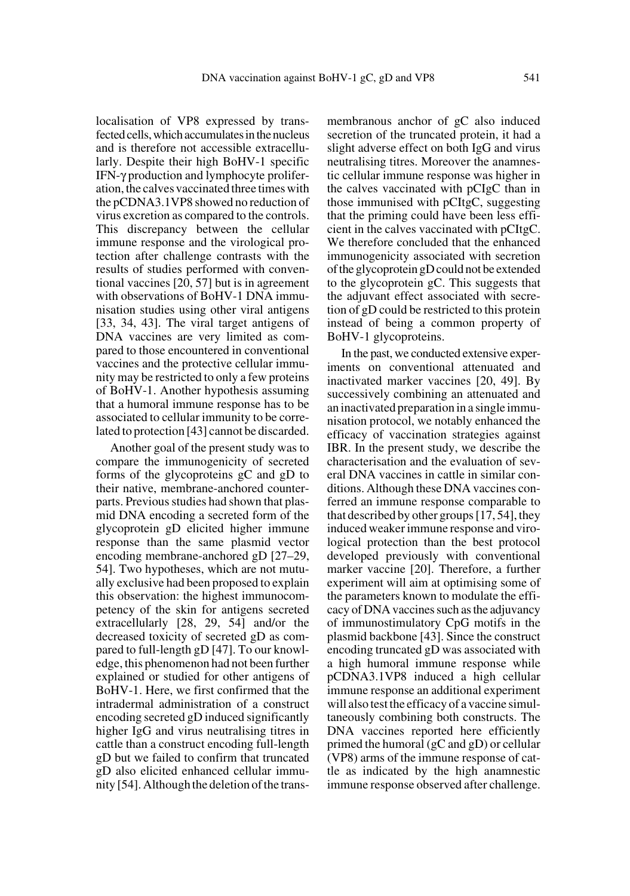localisation of VP8 expressed by transfected cells, which accumulates in the nucleus and is therefore not accessible extracellularly. Despite their high BoHV-1 specific IFN-γ production and lymphocyte proliferation, the calves vaccinated three times with the pCDNA3.1VP8 showed no reduction of virus excretion as compared to the controls. This discrepancy between the cellular immune response and the virological protection after challenge contrasts with the results of studies performed with conventional vaccines [20, 57] but is in agreement with observations of BoHV-1 DNA immunisation studies using other viral antigens [33, 34, 43]. The viral target antigens of DNA vaccines are very limited as compared to those encountered in conventional vaccines and the protective cellular immunity may be restricted to only a few proteins of BoHV-1. Another hypothesis assuming that a humoral immune response has to be associated to cellular immunity to be correlated to protection [43] cannot be discarded.

Another goal of the present study was to compare the immunogenicity of secreted forms of the glycoproteins gC and gD to their native, membrane-anchored counterparts. Previous studies had shown that plasmid DNA encoding a secreted form of the glycoprotein gD elicited higher immune response than the same plasmid vector encoding membrane-anchored gD [27–29, 54]. Two hypotheses, which are not mutually exclusive had been proposed to explain this observation: the highest immunocompetency of the skin for antigens secreted extracellularly [28, 29, 54] and/or the decreased toxicity of secreted gD as compared to full-length gD [47]. To our knowledge, this phenomenon had not been further explained or studied for other antigens of BoHV-1. Here, we first confirmed that the intradermal administration of a construct encoding secreted gD induced significantly higher IgG and virus neutralising titres in cattle than a construct encoding full-length gD but we failed to confirm that truncated gD also elicited enhanced cellular immunity [54]. Although the deletion of the transmembranous anchor of gC also induced secretion of the truncated protein, it had a slight adverse effect on both IgG and virus neutralising titres. Moreover the anamnestic cellular immune response was higher in the calves vaccinated with pCIgC than in those immunised with pCItgC, suggesting that the priming could have been less efficient in the calves vaccinated with pCItgC. We therefore concluded that the enhanced immunogenicity associated with secretion of the glycoprotein gD could not be extended to the glycoprotein gC. This suggests that the adjuvant effect associated with secretion of gD could be restricted to this protein instead of being a common property of BoHV-1 glycoproteins.

In the past, we conducted extensive experiments on conventional attenuated and inactivated marker vaccines [20, 49]. By successively combining an attenuated and an inactivated preparation in a single immunisation protocol, we notably enhanced the efficacy of vaccination strategies against IBR. In the present study, we describe the characterisation and the evaluation of several DNA vaccines in cattle in similar conditions. Although these DNA vaccines conferred an immune response comparable to that described by other groups [17, 54], they induced weaker immune response and virological protection than the best protocol developed previously with conventional marker vaccine [20]. Therefore, a further experiment will aim at optimising some of the parameters known to modulate the efficacy of DNA vaccines such as the adjuvancy of immunostimulatory CpG motifs in the plasmid backbone [43]. Since the construct encoding truncated gD was associated with a high humoral immune response while pCDNA3.1VP8 induced a high cellular immune response an additional experiment will also test the efficacy of a vaccine simultaneously combining both constructs. The DNA vaccines reported here efficiently primed the humoral (gC and gD) or cellular (VP8) arms of the immune response of cattle as indicated by the high anamnestic immune response observed after challenge.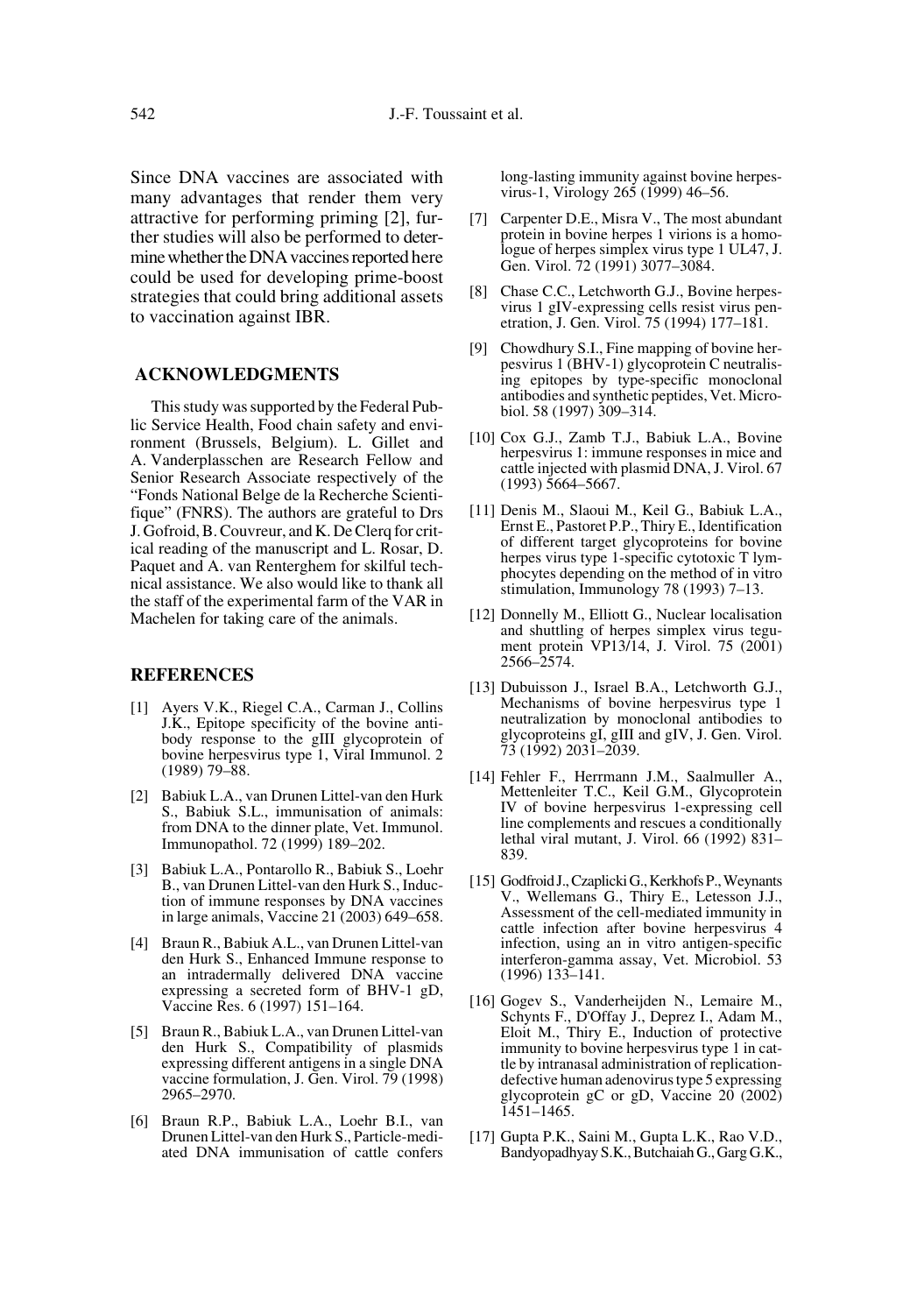Since DNA vaccines are associated with many advantages that render them very attractive for performing priming [2], further studies will also be performed to determine whether the DNA vaccines reported here could be used for developing prime-boost strategies that could bring additional assets to vaccination against IBR.

## ACKNOWLEDGMENTS

This study was supported by the Federal Public Service Health, Food chain safety and environment (Brussels, Belgium). L. Gillet and A. Vanderplasschen are Research Fellow and Senior Research Associate respectively of the "Fonds National Belge de la Recherche Scientifique" (FNRS). The authors are grateful to Drs J. Gofroid, B. Couvreur, and K. De Clerq for critical reading of the manuscript and L. Rosar, D. Paquet and A. van Renterghem for skilful technical assistance. We also would like to thank all the staff of the experimental farm of the VAR in Machelen for taking care of the animals.

## REFERENCES

[1] Ayers V.K., Riegel C.A., Carman J., Collins J.K., Epitope specificity of the bovine antibody response to the gIII glycoprotein of bovine herpesvirus type 1, Viral Immunol. 2 (1989) 79–88.

[2] Babiuk L.A., van Drunen Littel-van den Hurk S., Babiuk S.L., immunisation of animals: from DNA to the dinner plate, Vet. Immunol. Immunopathol. 72 (1999) 189–202.

[3] Babiuk L.A., Pontarollo R., Babiuk S., Loehr B., van Drunen Littel-van den Hurk S., Induction of immune responses by DNA vaccines in large animals, Vaccine 21 (2003) 649–658.

[4] Braun R., Babiuk A.L., van Drunen Littel-van den Hurk S., Enhanced Immune response to an intradermally delivered DNA vaccine expressing a secreted form of BHV-1 gD, Vaccine Res. 6 (1997) 151–164.

[5] Braun R., Babiuk L.A., van Drunen Littel-van den Hurk S., Compatibility of plasmids expressing different antigens in a single DNA vaccine formulation, J. Gen. Virol. 79 (1998) 2965–2970.

[6] Braun R.P., Babiuk L.A., Loehr B.I., van Drunen Littel-van den Hurk S., Particle-mediated DNA immunisation of cattle confers long-lasting immunity against bovine herpesvirus-1, Virology 265 (1999) 46–56.

[7] Carpenter D.E., Misra V., The most abundant protein in bovine herpes 1 virions is a homologue of herpes simplex virus type 1 UL47, J. Gen. Virol. 72 (1991) 3077–3084.

[8] Chase C.C., Letchworth G.J., Bovine herpesvirus 1 gIV-expressing cells resist virus penetration, J. Gen. Virol. 75 (1994) 177–181.

[9] Chowdhury S.I., Fine mapping of bovine herpesvirus 1 (BHV-1) glycoprotein C neutralising epitopes by type-specific monoclonal antibodies and synthetic peptides, Vet. Microbiol. 58 (1997) 309–314.

[10] Cox G.J., Zamb T.J., Babiuk L.A., Bovine herpesvirus 1: immune responses in mice and cattle injected with plasmid DNA, J. Virol. 67 (1993) 5664–5667.

[11] Denis M., Slaoui M., Keil G., Babiuk L.A., Ernst E., Pastoret P.P., Thiry E., Identification of different target glycoproteins for bovine herpes virus type 1-specific cytotoxic T lymphocytes depending on the method of in vitro stimulation, Immunology 78 (1993) 7–13.

[12] Donnelly M., Elliott G., Nuclear localisation and shuttling of herpes simplex virus tegument protein VP13/14, J. Virol. 75 (2001) 2566–2574.

[13] Dubuisson J., Israel B.A., Letchworth G.J., Mechanisms of bovine herpesvirus type 1 neutralization by monoclonal antibodies to glycoproteins gI, gIII and gIV, J. Gen. Virol. 73 (1992) 2031–2039.

[14] Fehler F., Herrmann J.M., Saalmuller A., Mettenleiter T.C., Keil G.M., Glycoprotein IV of bovine herpesvirus 1-expressing cell line complements and rescues a conditionally lethal viral mutant, J. Virol. 66 (1992) 831–839.

[15] Godfroid J., Czaplicki G., Kerkhofs P., Weynants V., Wellemans G., Thiry E., Letesson J.J., Assessment of the cell-mediated immunity in cattle infection after bovine herpesvirus 4 infection, using an in vitro antigen-specific interferon-gamma assay, Vet. Microbiol. 53 (1996) 133–141.

[16] Gogev S., Vanderheijden N., Lemaire M., Schynts F., D'Offay J., Deprez I., Adam M., Eloit M., Thiry E., Induction of protective immunity to bovine herpesvirus type 1 in cattle by intranasal administration of replication-defective human adenovirus type 5 expressing glycoprotein gC or gD, Vaccine 20 (2002) 1451–1465.

[17] Gupta P.K., Saini M., Gupta L.K., Rao V.D., Bandyopadhyay S.K., Butchaiah G., Garg G.K.,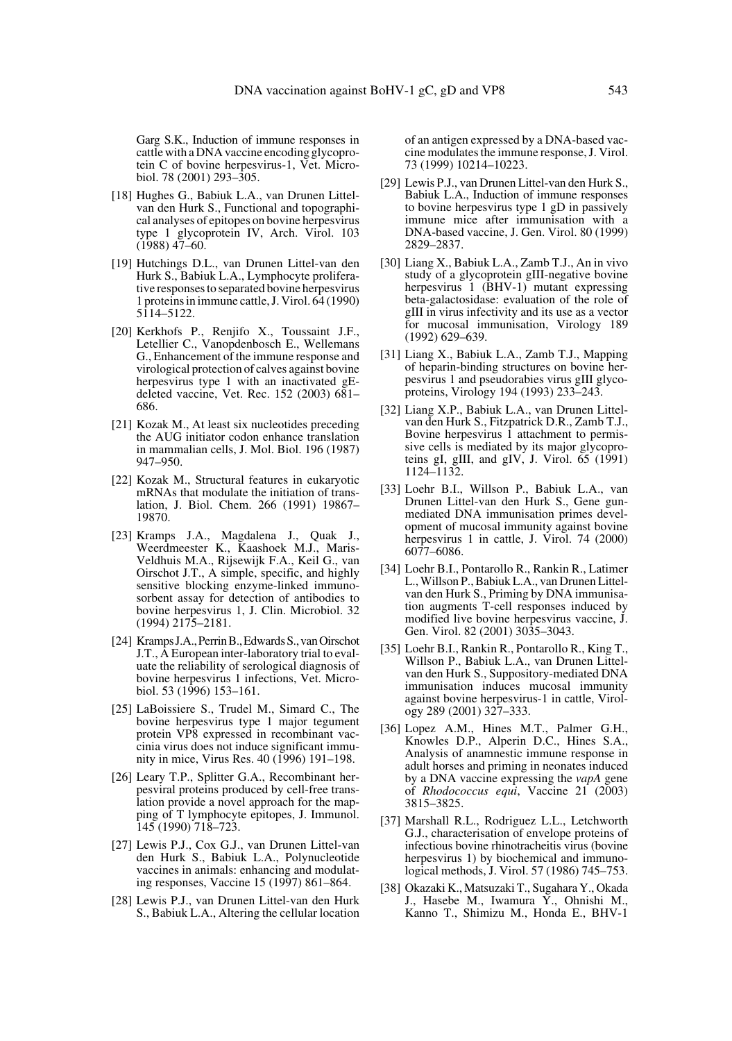Garg S.K., Induction of immune responses in cattle with a DNA vaccine encoding glycoprotein C of bovine herpesvirus-1, Vet. Microbiol. 78 (2001) 293–305.

[18] Hughes G., Babiuk L.A., van Drunen Littel-van den Hurk S., Functional and topographical analyses of epitopes on bovine herpesvirus type 1 glycoprotein IV, Arch. Virol. 103 (1988) 47–60.

[19] Hutchings D.L., van Drunen Littel-van den Hurk S., Babiuk L.A., Lymphocyte proliferative responses to separated bovine herpesvirus 1 proteins in immune cattle, J. Virol. 64 (1990) 5114–5122.

[20] Kerkhofs P., Renjifo X., Toussaint J.F., Letellier C., Vanopdenbosch E., Wellemans G., Enhancement of the immune response and virological protection of calves against bovine herpesvirus type 1 with an inactivated gE-deleted vaccine, Vet. Rec. 152 (2003) 681–686.

[21] Kozak M., At least six nucleotides preceding the AUG initiator codon enhance translation in mammalian cells, J. Mol. Biol. 196 (1987) 947–950.

[22] Kozak M., Structural features in eukaryotic mRNAs that modulate the initiation of translation, J. Biol. Chem. 266 (1991) 19867–19870.

[23] Kramps J.A., Magdalena J., Quak J., Weerdmeester K., Kaashoek M.J., Maris-Veldhuis M.A., Rijsewijk F.A., Keil G., van Oirschot J.T., A simple, specific, and highly sensitive blocking enzyme-linked immunosorbent assay for detection of antibodies to bovine herpesvirus 1, J. Clin. Microbiol. 32 (1994) 2175–2181.

[24] Kramps J.A., Perrin B., Edwards S., van Oirschot J.T., A European inter-laboratory trial to evaluate the reliability of serological diagnosis of bovine herpesvirus 1 infections, Vet. Microbiol. 53 (1996) 153–161.

[25] LaBoissiere S., Trudel M., Simard C., The bovine herpesvirus type 1 major tegument protein VP8 expressed in recombinant vaccinia virus does not induce significant immunity in mice, Virus Res. 40 (1996) 191–198.

[26] Leary T.P., Splitter G.A., Recombinant herpesviral proteins produced by cell-free translation provide a novel approach for the mapping of T lymphocyte epitopes, J. Immunol. 145 (1990) 718–723.

[27] Lewis P.J., Cox G.J., van Drunen Littel-van den Hurk S., Babiuk L.A., Polynucleotide vaccines in animals: enhancing and modulating responses, Vaccine 15 (1997) 861–864.

[28] Lewis P.J., van Drunen Littel-van den Hurk S., Babiuk L.A., Altering the cellular location of an antigen expressed by a DNA-based vaccine modulates the immune response, J. Virol. 73 (1999) 10214–10223.

[29] Lewis P.J., van Drunen Littel-van den Hurk S., Babiuk L.A., Induction of immune responses to bovine herpesvirus type 1 gD in passively immune mice after immunisation with a DNA-based vaccine, J. Gen. Virol. 80 (1999) 2829–2837.

[30] Liang X., Babiuk L.A., Zamb T.J., An in vivo study of a glycoprotein gIII-negative bovine herpesvirus 1 (BHV-1) mutant expressing beta-galactosidase: evaluation of the role of gIII in virus infectivity and its use as a vector for mucosal immunisation, Virology 189 (1992) 629–639.

[31] Liang X., Babiuk L.A., Zamb T.J., Mapping of heparin-binding structures on bovine herpesvirus 1 and pseudorabies virus gIII glycoproteins, Virology 194 (1993) 233–243.

[32] Liang X.P., Babiuk L.A., van Drunen Littel-van den Hurk S., Fitzpatrick D.R., Zamb T.J., Bovine herpesvirus 1 attachment to permissive cells is mediated by its major glycoproteins gI, gIII, and gIV, J. Virol. 65 (1991) 1124–1132.

[33] Loehr B.I., Willson P., Babiuk L.A., van Drunen Littel-van den Hurk S., Gene gun-mediated DNA immunisation primes development of mucosal immunity against bovine herpesvirus 1 in cattle, J. Virol. 74 (2000) 6077–6086.

[34] Loehr B.I., Pontarollo R., Rankin R., Latimer L., Willson P., Babiuk L.A., van Drunen Littel-van den Hurk S., Priming by DNA immunisation augments T-cell responses induced by modified live bovine herpesvirus vaccine, J. Gen. Virol. 82 (2001) 3035–3043.

[35] Loehr B.I., Rankin R., Pontarollo R., King T., Willson P., Babiuk L.A., van Drunen Littel-van den Hurk S., Suppository-mediated DNA immunisation induces mucosal immunity against bovine herpesvirus-1 in cattle, Virology 289 (2001) 327–333.

[36] Lopez A.M., Hines M.T., Palmer G.H., Knowles D.P., Alperin D.C., Hines S.A., Analysis of anamnestic immune response in adult horses and priming in neonates induced by a DNA vaccine expressing the *vapA* gene of *Rhodococcus equi*, Vaccine 21 (2003) 3815–3825.

[37] Marshall R.L., Rodriguez L.L., Letchworth G.J., characterisation of envelope proteins of infectious bovine rhinotracheitis virus (bovine herpesvirus 1) by biochemical and immunological methods, J. Virol. 57 (1986) 745–753.

[38] Okazaki K., Matsuzaki T., Sugahara Y., Okada J., Hasebe M., Iwamura Y., Ohnishi M., Kanno T., Shimizu M., Honda E., BHV-1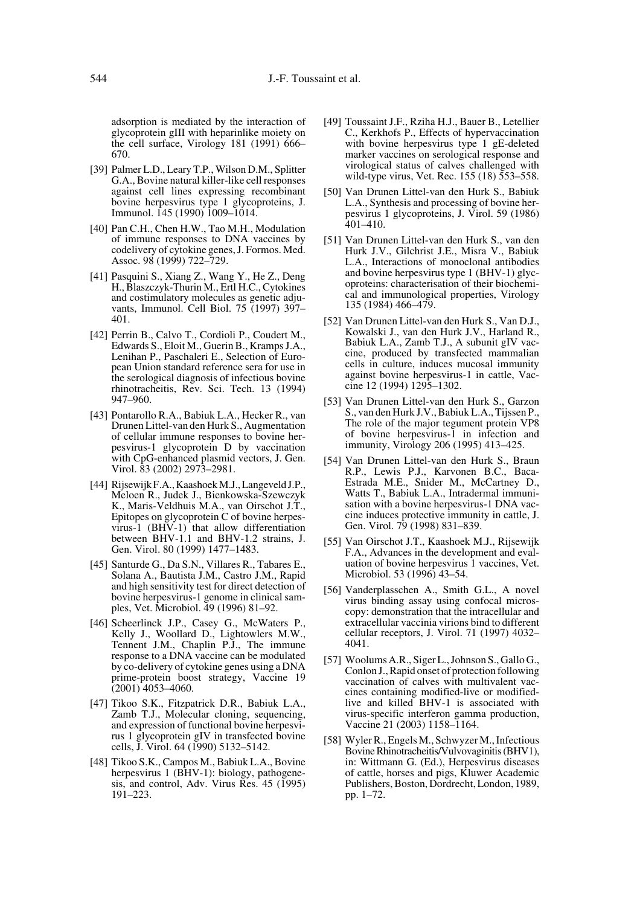adsorption is mediated by the interaction of glycoprotein gIII with heparinlike moiety on the cell surface, Virology 181 (1991) 666–670.

[39] Palmer L.D., Leary T.P., Wilson D.M., Splitter G.A., Bovine natural killer-like cell responses against cell lines expressing recombinant bovine herpesvirus type 1 glycoproteins, J. Immunol. 145 (1990) 1009–1014.

[40] Pan C.H., Chen H.W., Tao M.H., Modulation of immune responses to DNA vaccines by codelivery of cytokine genes, J. Formos. Med. Assoc. 98 (1999) 722–729.

[41] Pasquini S., Xiang Z., Wang Y., He Z., Deng H., Blaszczyk-Thurin M., Ertl H.C., Cytokines and costimulatory molecules as genetic adjuvants, Immunol. Cell Biol. 75 (1997) 397–401.

[42] Perrin B., Calvo T., Cordioli P., Coudert M., Edwards S., Eloit M., Guerin B., Kramps J.A., Lenihan P., Paschaleri E., Selection of European Union standard reference sera for use in the serological diagnosis of infectious bovine rhinotracheitis, Rev. Sci. Tech. 13 (1994) 947–960.

[43] Pontarollo R.A., Babiuk L.A., Hecker R., van Drunen Littel-van den Hurk S., Augmentation of cellular immune responses to bovine herpesvirus-1 glycoprotein D by vaccination with CpG-enhanced plasmid vectors, J. Gen. Virol. 83 (2002) 2973–2981.

[44] Rijsewijk F.A., Kaashoek M.J., Langeveld J.P., Meloen R., Judek J., Bienkowska-Szewczyk K., Maris-Veldhuis M.A., van Oirschot J.T., Epitopes on glycoprotein C of bovine herpesvirus-1 (BHV-1) that allow differentiation between BHV-1.1 and BHV-1.2 strains, J. Gen. Virol. 80 (1999) 1477–1483.

[45] Santurde G., Da S.N., Villares R., Tabares E., Solana A., Bautista J.M., Castro J.M., Rapid and high sensitivity test for direct detection of bovine herpesvirus-1 genome in clinical samples, Vet. Microbiol. 49 (1996) 81–92.

[46] Scheerlinck J.P., Casey G., McWaters P., Kelly J., Woollard D., Lightowlers M.W., Tennent J.M., Chaplin P.J., The immune response to a DNA vaccine can be modulated by co-delivery of cytokine genes using a DNA prime-protein boost strategy, Vaccine 19 (2001) 4053–4060.

[47] Tikoo S.K., Fitzpatrick D.R., Babiuk L.A., Zamb T.J., Molecular cloning, sequencing, and expression of functional bovine herpesvirus 1 glycoprotein gIV in transfected bovine cells, J. Virol. 64 (1990) 5132–5142.

[48] Tikoo S.K., Campos M., Babiuk L.A., Bovine herpesvirus 1 (BHV-1): biology, pathogenesis, and control, Adv. Virus Res. 45 (1995) 191–223.

[49] Toussaint J.F., Rziha H.J., Bauer B., Letellier C., Kerkhofs P., Effects of hypervaccination with bovine herpesvirus type 1 gE-deleted marker vaccines on serological response and virological status of calves challenged with wild-type virus, Vet. Rec. 155 (18) 553–558.

[50] Van Drunen Littel-van den Hurk S., Babiuk L.A., Synthesis and processing of bovine herpesvirus 1 glycoproteins, J. Virol. 59 (1986) 401–410.

[51] Van Drunen Littel-van den Hurk S., van den Hurk J.V., Gilchrist J.E., Misra V., Babiuk L.A., Interactions of monoclonal antibodies and bovine herpesvirus type 1 (BHV-1) glycoproteins: characterisation of their biochemical and immunological properties, Virology 135 (1984) 466–479.

[52] Van Drunen Littel-van den Hurk S., Van D.J., Kowalski J., van den Hurk J.V., Harland R., Babiuk L.A., Zamb T.J., A subunit gIV vaccine, produced by transfected mammalian cells in culture, induces mucosal immunity against bovine herpesvirus-1 in cattle, Vaccine 12 (1994) 1295–1302.

[53] Van Drunen Littel-van den Hurk S., Garzon S., van den Hurk J.V., Babiuk L.A., Tijssen P., The role of the major tegument protein VP8 of bovine herpesvirus-1 in infection and immunity, Virology 206 (1995) 413–425.

[54] Van Drunen Littel-van den Hurk S., Braun R.P., Lewis P.J., Karvonen B.C., Baca-Estrada M.E., Snider M., McCartney D., Watts T., Babiuk L.A., Intradermal immunisation with a bovine herpesvirus-1 DNA vaccine induces protective immunity in cattle, J. Gen. Virol. 79 (1998) 831–839.

[55] Van Oirschot J.T., Kaashoek M.J., Rijsewijk F.A., Advances in the development and evaluation of bovine herpesvirus 1 vaccines, Vet. Microbiol. 53 (1996) 43–54.

[56] Vanderplasschen A., Smith G.L., A novel virus binding assay using confocal microscopy: demonstration that the intracellular and extracellular vaccinia virions bind to different cellular receptors, J. Virol. 71 (1997) 4032–4041.

[57] Woolums A.R., Siger L., Johnson S., Gallo G., Conlon J., Rapid onset of protection following vaccination of calves with multivalent vaccines containing modified-live or modified-live and killed BHV-1 is associated with virus-specific interferon gamma production, Vaccine 21 (2003) 1158–1164.

[58] Wyler R., Engels M., Schwyzer M., Infectious Bovine Rhinotracheitis/Vulvovaginitis (BHV1), in: Wittmann G. (Ed.), Herpesvirus diseases of cattle, horses and pigs, Kluwer Academic Publishers, Boston, Dordrecht, London, 1989, pp. 1–72.